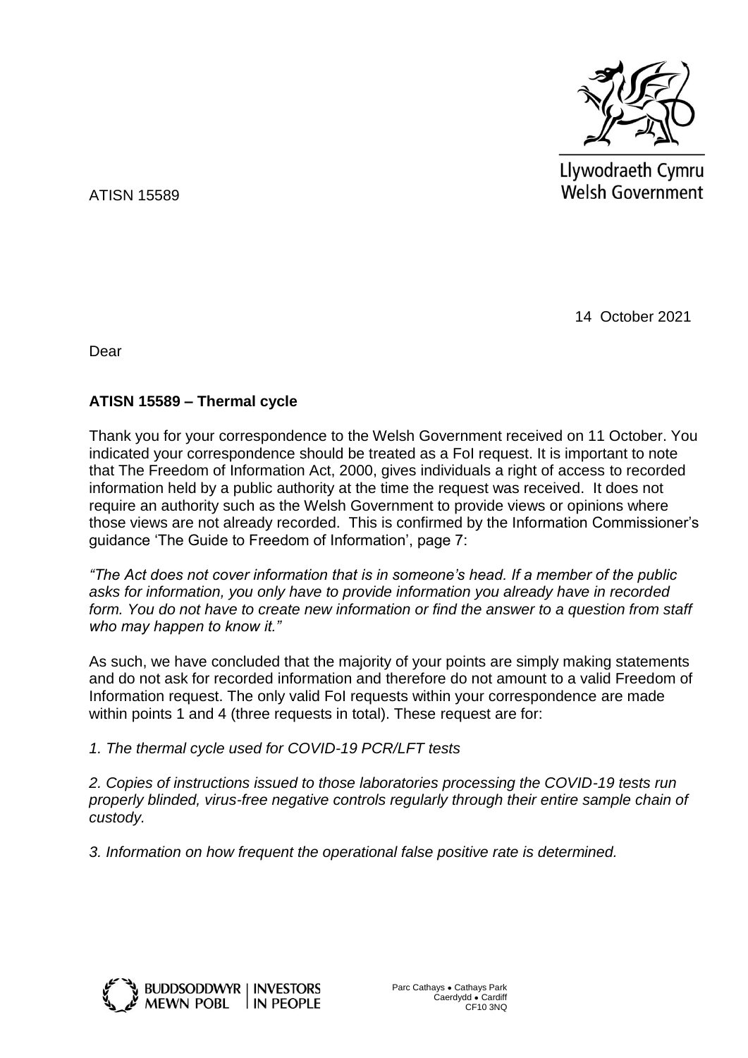Llywodraeth Cymru
Welsh Government

ATISN 15589

14 October 2021

Dear

**ATISN 15589 – Thermal cycle**

Thank you for your correspondence to the Welsh Government received on 11 October. You indicated your correspondence should be treated as a FoI request. It is important to note that The Freedom of Information Act, 2000, gives individuals a right of access to recorded information held by a public authority at the time the request was received. It does not require an authority such as the Welsh Government to provide views or opinions where those views are not already recorded. This is confirmed by the Information Commissioner's guidance 'The Guide to Freedom of Information', page 7:

*"The Act does not cover information that is in someone's head. If a member of the public asks for information, you only have to provide information you already have in recorded form. You do not have to create new information or find the answer to a question from staff who may happen to know it."*

As such, we have concluded that the majority of your points are simply making statements and do not ask for recorded information and therefore do not amount to a valid Freedom of Information request. The only valid FoI requests within your correspondence are made within points 1 and 4 (three requests in total). These request are for:

*1. The thermal cycle used for COVID-19 PCR/LFT tests*

*2. Copies of instructions issued to those laboratories processing the COVID-19 tests run properly blinded, virus-free negative controls regularly through their entire sample chain of custody.*

*3. Information on how frequent the operational false positive rate is determined.*

BUDDSODDWYR | INVESTORS
MEWN POBL | IN PEOPLE

Parc Cathays ● Cathays Park
Caerdydd ● Cardiff
CF10 3NQ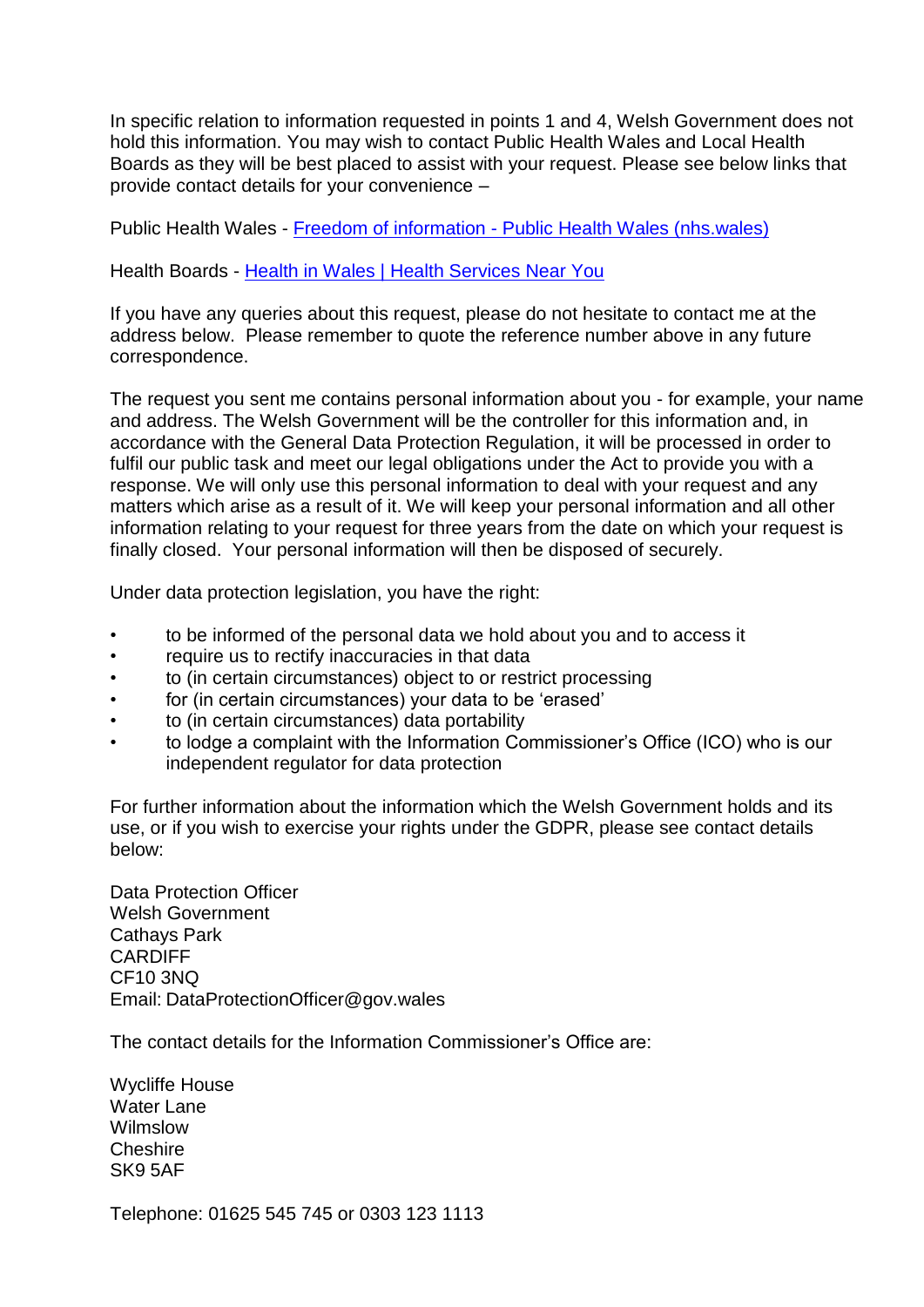In specific relation to information requested in points 1 and 4, Welsh Government does not hold this information. You may wish to contact Public Health Wales and Local Health Boards as they will be best placed to assist with your request. Please see below links that provide contact details for your convenience –

Public Health Wales - [Freedom of information - Public Health Wales (nhs.wales)]

Health Boards - [Health in Wales | Health Services Near You]

If you have any queries about this request, please do not hesitate to contact me at the address below. Please remember to quote the reference number above in any future correspondence.

The request you sent me contains personal information about you - for example, your name and address. The Welsh Government will be the controller for this information and, in accordance with the General Data Protection Regulation, it will be processed in order to fulfil our public task and meet our legal obligations under the Act to provide you with a response. We will only use this personal information to deal with your request and any matters which arise as a result of it. We will keep your personal information and all other information relating to your request for three years from the date on which your request is finally closed. Your personal information will then be disposed of securely.

Under data protection legislation, you have the right:

- to be informed of the personal data we hold about you and to access it
- require us to rectify inaccuracies in that data
- to (in certain circumstances) object to or restrict processing
- for (in certain circumstances) your data to be 'erased'
- to (in certain circumstances) data portability
- to lodge a complaint with the Information Commissioner's Office (ICO) who is our independent regulator for data protection

For further information about the information which the Welsh Government holds and its use, or if you wish to exercise your rights under the GDPR, please see contact details below:

Data Protection Officer
Welsh Government
Cathays Park
CARDIFF
CF10 3NQ
Email: DataProtectionOfficer@gov.wales

The contact details for the Information Commissioner's Office are:

Wycliffe House
Water Lane
Wilmslow
Cheshire
SK9 5AF

Telephone: 01625 545 745 or 0303 123 1113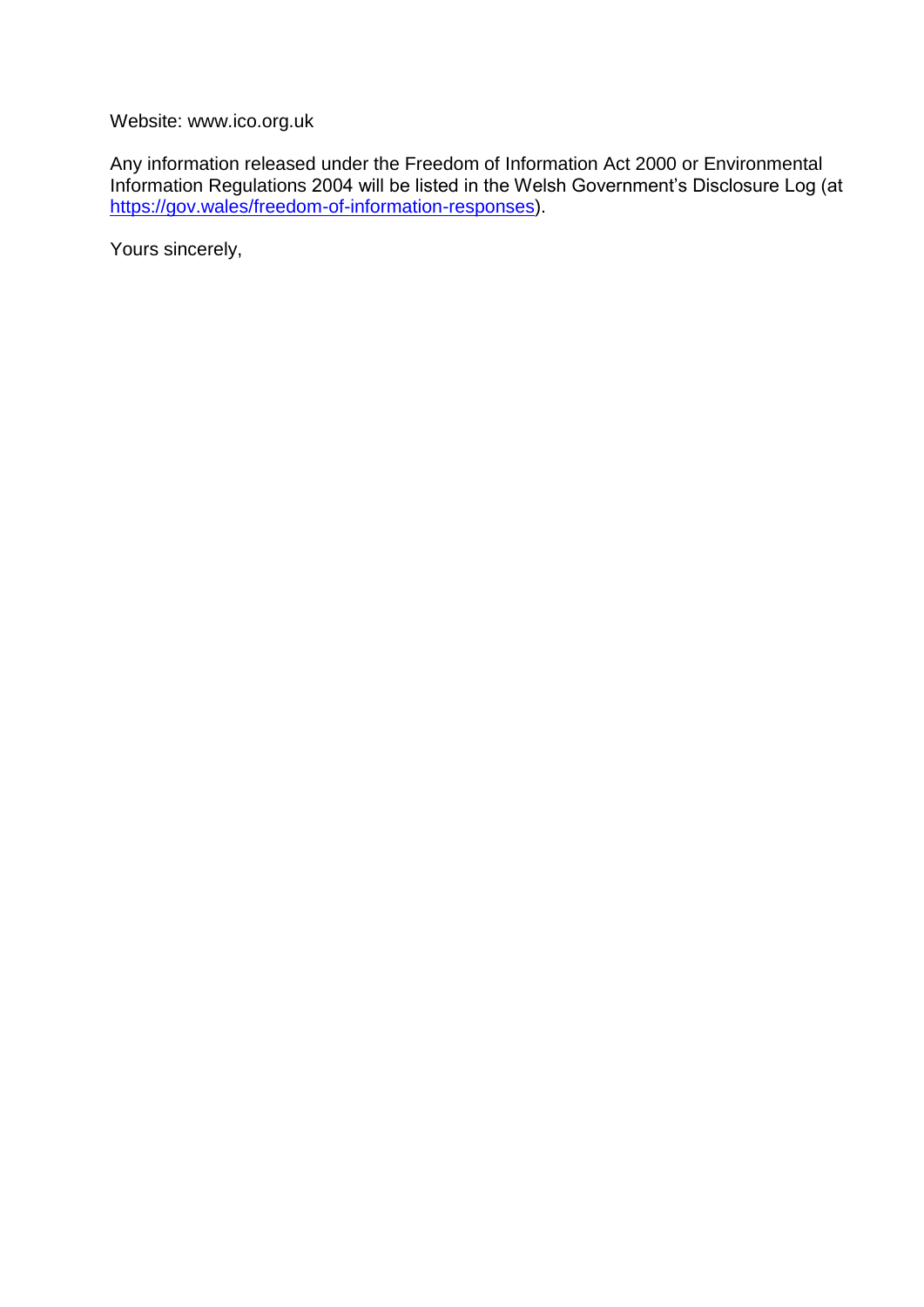Website: www.ico.org.uk

Any information released under the Freedom of Information Act 2000 or Environmental Information Regulations 2004 will be listed in the Welsh Government's Disclosure Log (at https://gov.wales/freedom-of-information-responses).

Yours sincerely,